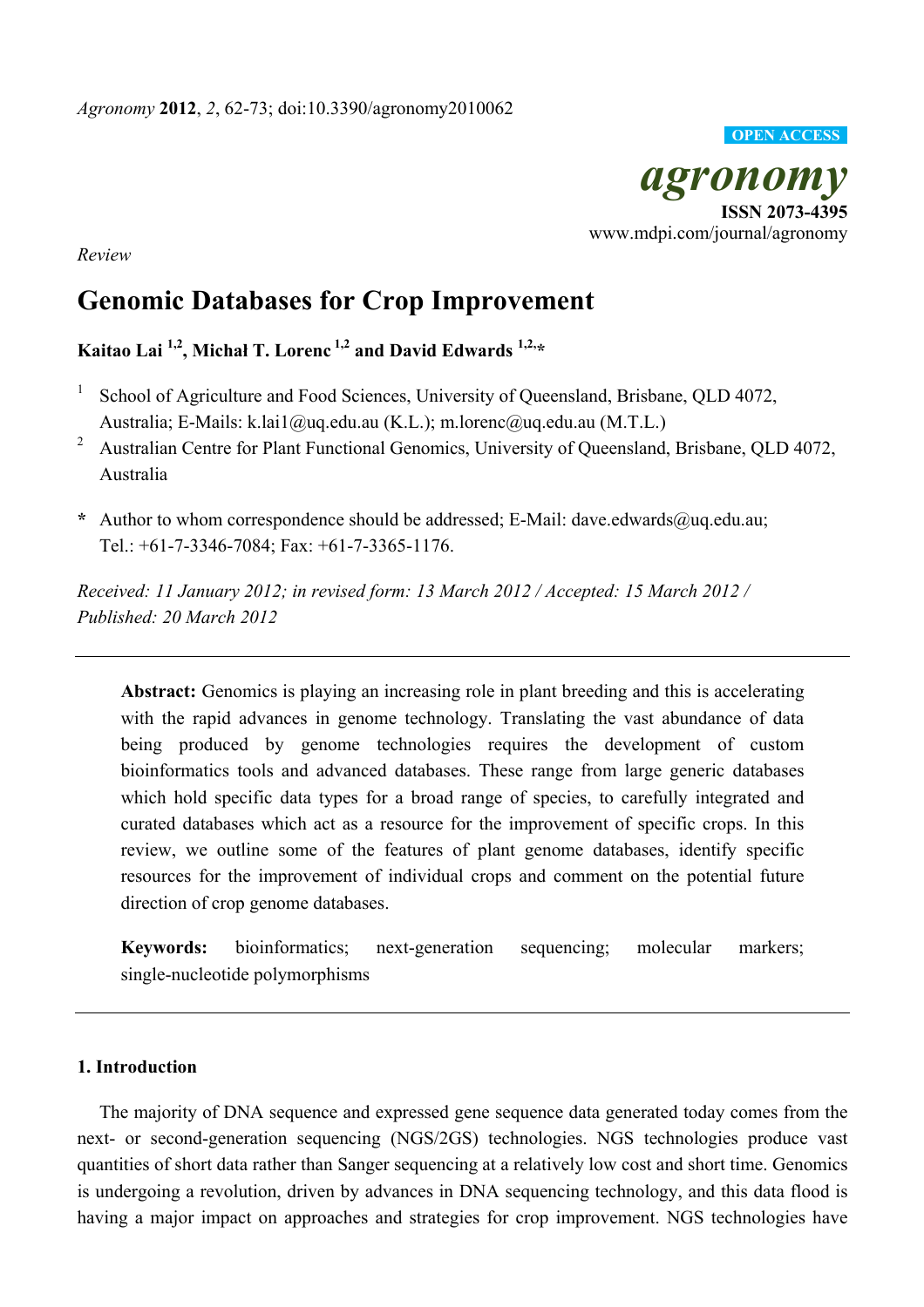*Agronomy* **2012**, *2*, 62-73; doi:10.3390/agronomy2010062

OPEN ACCESS

***agronomy***

**ISSN 2073-4395**

www.mdpi.com/journal/agronomy

*Review*

# Genomic Databases for Crop Improvement

**Kaitao Lai [1,2], Michał T. Lorenc [1,2] and David Edwards [1,2,*]**

[1] School of Agriculture and Food Sciences, University of Queensland, Brisbane, QLD 4072, Australia; E-Mails: k.lai1@uq.edu.au (K.L.); m.lorenc@uq.edu.au (M.T.L.)

[2] Australian Centre for Plant Functional Genomics, University of Queensland, Brisbane, QLD 4072, Australia

**\*** Author to whom correspondence should be addressed; E-Mail: dave.edwards@uq.edu.au; Tel.: +61-7-3346-7084; Fax: +61-7-3365-1176.

*Received: 11 January 2012; in revised form: 13 March 2012 / Accepted: 15 March 2012 / Published: 20 March 2012*

---

**Abstract:** Genomics is playing an increasing role in plant breeding and this is accelerating with the rapid advances in genome technology. Translating the vast abundance of data being produced by genome technologies requires the development of custom bioinformatics tools and advanced databases. These range from large generic databases which hold specific data types for a broad range of species, to carefully integrated and curated databases which act as a resource for the improvement of specific crops. In this review, we outline some of the features of plant genome databases, identify specific resources for the improvement of individual crops and comment on the potential future direction of crop genome databases.

**Keywords:** bioinformatics; next-generation sequencing; molecular markers; single-nucleotide polymorphisms

---

## 1. Introduction

The majority of DNA sequence and expressed gene sequence data generated today comes from the next- or second-generation sequencing (NGS/2GS) technologies. NGS technologies produce vast quantities of short data rather than Sanger sequencing at a relatively low cost and short time. Genomics is undergoing a revolution, driven by advances in DNA sequencing technology, and this data flood is having a major impact on approaches and strategies for crop improvement. NGS technologies have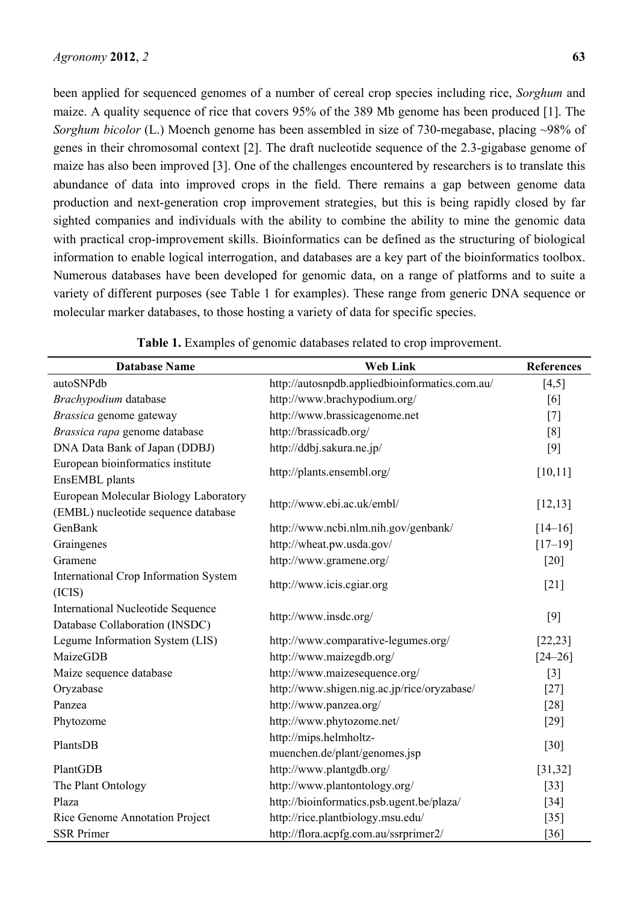been applied for sequenced genomes of a number of cereal crop species including rice, *Sorghum* and maize. A quality sequence of rice that covers 95% of the 389 Mb genome has been produced [1]. The *Sorghum bicolor* (L.) Moench genome has been assembled in size of 730-megabase, placing ~98% of genes in their chromosomal context [2]. The draft nucleotide sequence of the 2.3-gigabase genome of maize has also been improved [3]. One of the challenges encountered by researchers is to translate this abundance of data into improved crops in the field. There remains a gap between genome data production and next-generation crop improvement strategies, but this is being rapidly closed by far sighted companies and individuals with the ability to combine the ability to mine the genomic data with practical crop-improvement skills. Bioinformatics can be defined as the structuring of biological information to enable logical interrogation, and databases are a key part of the bioinformatics toolbox. Numerous databases have been developed for genomic data, on a range of platforms and to suite a variety of different purposes (see Table 1 for examples). These range from generic DNA sequence or molecular marker databases, to those hosting a variety of data for specific species.

**Table 1.** Examples of genomic databases related to crop improvement.

| Database Name | Web Link | References |
| --- | --- | --- |
| autoSNPdb | http://autosnpdb.appliedbioinformatics.com.au/ | [4,5] |
| *Brachypodium* database | http://www.brachypodium.org/ | [6] |
| *Brassica* genome gateway | http://www.brassicagenome.net | [7] |
| *Brassica rapa* genome database | http://brassicadb.org/ | [8] |
| DNA Data Bank of Japan (DDBJ) | http://ddbj.sakura.ne.jp/ | [9] |
| European bioinformatics institute EnsEMBL plants | http://plants.ensembl.org/ | [10,11] |
| European Molecular Biology Laboratory (EMBL) nucleotide sequence database | http://www.ebi.ac.uk/embl/ | [12,13] |
| GenBank | http://www.ncbi.nlm.nih.gov/genbank/ | [14–16] |
| Graingenes | http://wheat.pw.usda.gov/ | [17–19] |
| Gramene | http://www.gramene.org/ | [20] |
| International Crop Information System (ICIS) | http://www.icis.cgiar.org | [21] |
| International Nucleotide Sequence Database Collaboration (INSDC) | http://www.insdc.org/ | [9] |
| Legume Information System (LIS) | http://www.comparative-legumes.org/ | [22,23] |
| MaizeGDB | http://www.maizegdb.org/ | [24–26] |
| Maize sequence database | http://www.maizesequence.org/ | [3] |
| Oryzabase | http://www.shigen.nig.ac.jp/rice/oryzabase/ | [27] |
| Panzea | http://www.panzea.org/ | [28] |
| Phytozome | http://www.phytozome.net/ | [29] |
| PlantsDB | http://mips.helmholtz-muenchen.de/plant/genomes.jsp | [30] |
| PlantGDB | http://www.plantgdb.org/ | [31,32] |
| The Plant Ontology | http://www.plantontology.org/ | [33] |
| Plaza | http://bioinformatics.psb.ugent.be/plaza/ | [34] |
| Rice Genome Annotation Project | http://rice.plantbiology.msu.edu/ | [35] |
| SSR Primer | http://flora.acpfg.com.au/ssrprimer2/ | [36] |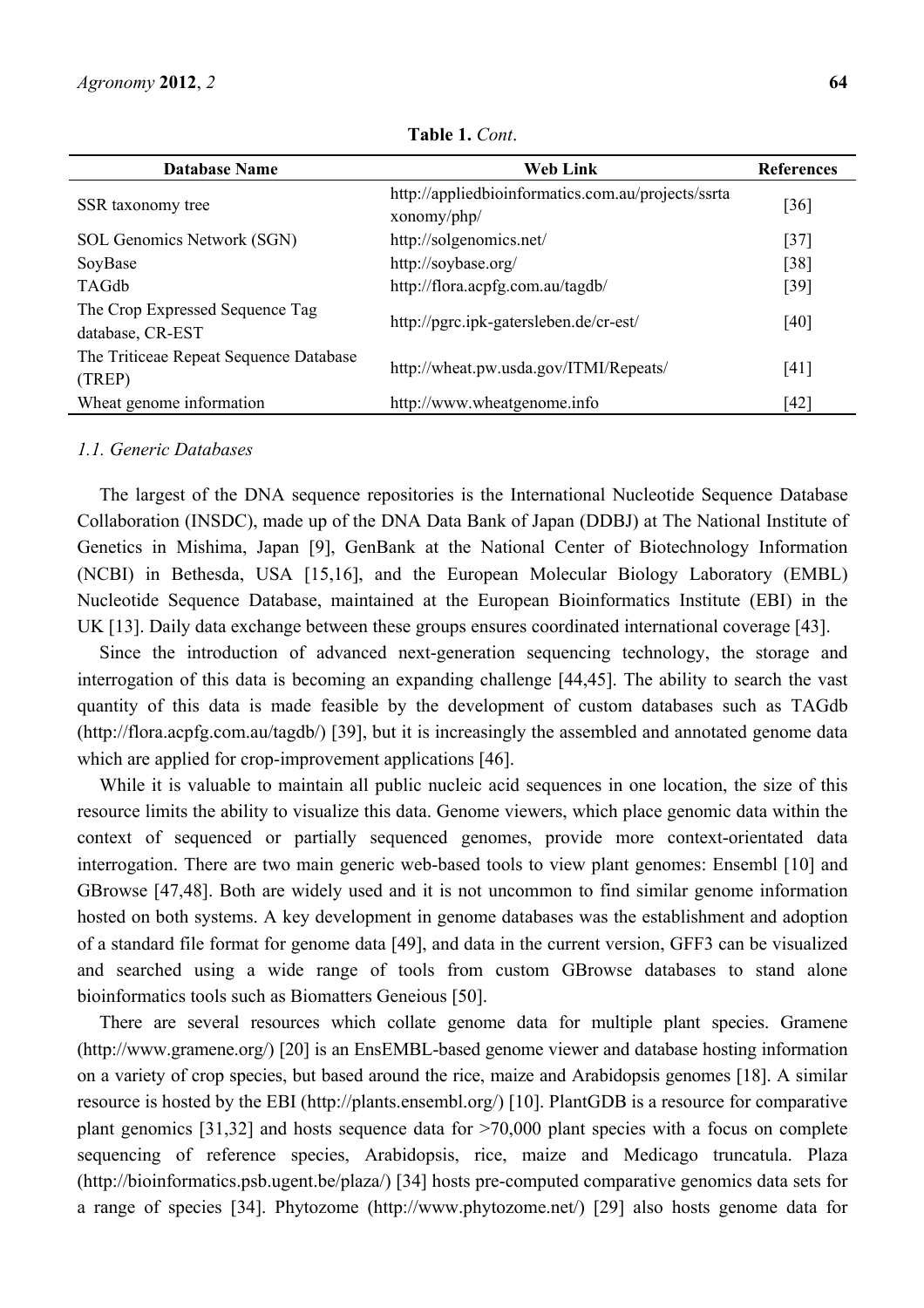**Table 1.** *Cont*.

| Database Name | Web Link | References |
|---|---|---|
| SSR taxonomy tree | http://appliedbioinformatics.com.au/projects/ssrtaxonomy/php/ | [36] |
| SOL Genomics Network (SGN) | http://solgenomics.net/ | [37] |
| SoyBase | http://soybase.org/ | [38] |
| TAGdb | http://flora.acpfg.com.au/tagdb/ | [39] |
| The Crop Expressed Sequence Tag database, CR-EST | http://pgrc.ipk-gatersleben.de/cr-est/ | [40] |
| The Triticeae Repeat Sequence Database (TREP) | http://wheat.pw.usda.gov/ITMI/Repeats/ | [41] |
| Wheat genome information | http://www.wheatgenome.info | [42] |

### *1.1. Generic Databases*

The largest of the DNA sequence repositories is the International Nucleotide Sequence Database Collaboration (INSDC), made up of the DNA Data Bank of Japan (DDBJ) at The National Institute of Genetics in Mishima, Japan [9], GenBank at the National Center of Biotechnology Information (NCBI) in Bethesda, USA [15,16], and the European Molecular Biology Laboratory (EMBL) Nucleotide Sequence Database, maintained at the European Bioinformatics Institute (EBI) in the UK [13]. Daily data exchange between these groups ensures coordinated international coverage [43].

Since the introduction of advanced next-generation sequencing technology, the storage and interrogation of this data is becoming an expanding challenge [44,45]. The ability to search the vast quantity of this data is made feasible by the development of custom databases such as TAGdb (http://flora.acpfg.com.au/tagdb/) [39], but it is increasingly the assembled and annotated genome data which are applied for crop-improvement applications [46].

While it is valuable to maintain all public nucleic acid sequences in one location, the size of this resource limits the ability to visualize this data. Genome viewers, which place genomic data within the context of sequenced or partially sequenced genomes, provide more context-orientated data interrogation. There are two main generic web-based tools to view plant genomes: Ensembl [10] and GBrowse [47,48]. Both are widely used and it is not uncommon to find similar genome information hosted on both systems. A key development in genome databases was the establishment and adoption of a standard file format for genome data [49], and data in the current version, GFF3 can be visualized and searched using a wide range of tools from custom GBrowse databases to stand alone bioinformatics tools such as Biomatters Geneious [50].

There are several resources which collate genome data for multiple plant species. Gramene (http://www.gramene.org/) [20] is an EnsEMBL-based genome viewer and database hosting information on a variety of crop species, but based around the rice, maize and Arabidopsis genomes [18]. A similar resource is hosted by the EBI (http://plants.ensembl.org/) [10]. PlantGDB is a resource for comparative plant genomics [31,32] and hosts sequence data for >70,000 plant species with a focus on complete sequencing of reference species, Arabidopsis, rice, maize and Medicago truncatula. Plaza (http://bioinformatics.psb.ugent.be/plaza/) [34] hosts pre-computed comparative genomics data sets for a range of species [34]. Phytozome (http://www.phytozome.net/) [29] also hosts genome data for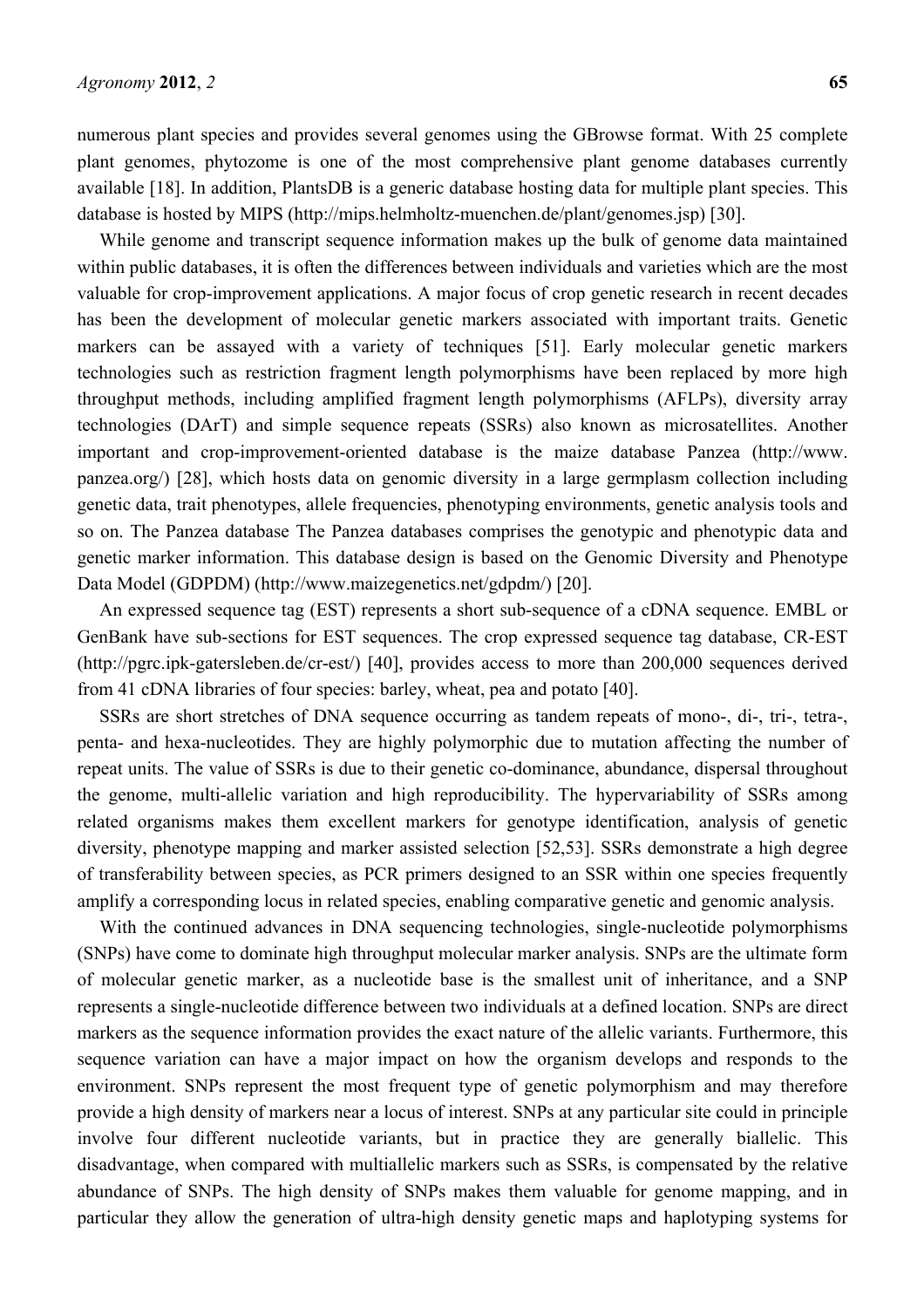numerous plant species and provides several genomes using the GBrowse format. With 25 complete plant genomes, phytozome is one of the most comprehensive plant genome databases currently available [18]. In addition, PlantsDB is a generic database hosting data for multiple plant species. This database is hosted by MIPS (http://mips.helmholtz-muenchen.de/plant/genomes.jsp) [30].

While genome and transcript sequence information makes up the bulk of genome data maintained within public databases, it is often the differences between individuals and varieties which are the most valuable for crop-improvement applications. A major focus of crop genetic research in recent decades has been the development of molecular genetic markers associated with important traits. Genetic markers can be assayed with a variety of techniques [51]. Early molecular genetic markers technologies such as restriction fragment length polymorphisms have been replaced by more high throughput methods, including amplified fragment length polymorphisms (AFLPs), diversity array technologies (DArT) and simple sequence repeats (SSRs) also known as microsatellites. Another important and crop-improvement-oriented database is the maize database Panzea (http://www.panzea.org/) [28], which hosts data on genomic diversity in a large germplasm collection including genetic data, trait phenotypes, allele frequencies, phenotyping environments, genetic analysis tools and so on. The Panzea database The Panzea databases comprises the genotypic and phenotypic data and genetic marker information. This database design is based on the Genomic Diversity and Phenotype Data Model (GDPDM) (http://www.maizegenetics.net/gdpdm/) [20].

An expressed sequence tag (EST) represents a short sub-sequence of a cDNA sequence. EMBL or GenBank have sub-sections for EST sequences. The crop expressed sequence tag database, CR-EST (http://pgrc.ipk-gatersleben.de/cr-est/) [40], provides access to more than 200,000 sequences derived from 41 cDNA libraries of four species: barley, wheat, pea and potato [40].

SSRs are short stretches of DNA sequence occurring as tandem repeats of mono-, di-, tri-, tetra-, penta- and hexa-nucleotides. They are highly polymorphic due to mutation affecting the number of repeat units. The value of SSRs is due to their genetic co-dominance, abundance, dispersal throughout the genome, multi-allelic variation and high reproducibility. The hypervariability of SSRs among related organisms makes them excellent markers for genotype identification, analysis of genetic diversity, phenotype mapping and marker assisted selection [52,53]. SSRs demonstrate a high degree of transferability between species, as PCR primers designed to an SSR within one species frequently amplify a corresponding locus in related species, enabling comparative genetic and genomic analysis.

With the continued advances in DNA sequencing technologies, single-nucleotide polymorphisms (SNPs) have come to dominate high throughput molecular marker analysis. SNPs are the ultimate form of molecular genetic marker, as a nucleotide base is the smallest unit of inheritance, and a SNP represents a single-nucleotide difference between two individuals at a defined location. SNPs are direct markers as the sequence information provides the exact nature of the allelic variants. Furthermore, this sequence variation can have a major impact on how the organism develops and responds to the environment. SNPs represent the most frequent type of genetic polymorphism and may therefore provide a high density of markers near a locus of interest. SNPs at any particular site could in principle involve four different nucleotide variants, but in practice they are generally biallelic. This disadvantage, when compared with multiallelic markers such as SSRs, is compensated by the relative abundance of SNPs. The high density of SNPs makes them valuable for genome mapping, and in particular they allow the generation of ultra-high density genetic maps and haplotyping systems for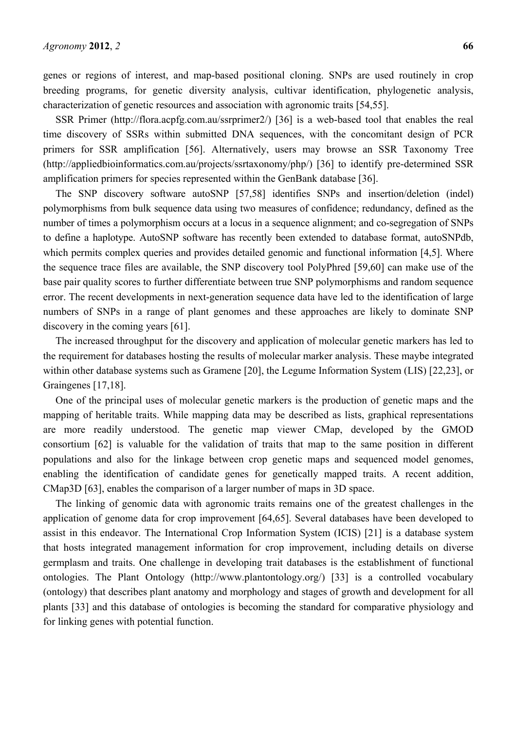genes or regions of interest, and map-based positional cloning. SNPs are used routinely in crop breeding programs, for genetic diversity analysis, cultivar identification, phylogenetic analysis, characterization of genetic resources and association with agronomic traits [54,55].

SSR Primer (http://flora.acpfg.com.au/ssrprimer2/) [36] is a web-based tool that enables the real time discovery of SSRs within submitted DNA sequences, with the concomitant design of PCR primers for SSR amplification [56]. Alternatively, users may browse an SSR Taxonomy Tree (http://appliedbioinformatics.com.au/projects/ssrtaxonomy/php/) [36] to identify pre-determined SSR amplification primers for species represented within the GenBank database [36].

The SNP discovery software autoSNP [57,58] identifies SNPs and insertion/deletion (indel) polymorphisms from bulk sequence data using two measures of confidence; redundancy, defined as the number of times a polymorphism occurs at a locus in a sequence alignment; and co-segregation of SNPs to define a haplotype. AutoSNP software has recently been extended to database format, autoSNPdb, which permits complex queries and provides detailed genomic and functional information [4,5]. Where the sequence trace files are available, the SNP discovery tool PolyPhred [59,60] can make use of the base pair quality scores to further differentiate between true SNP polymorphisms and random sequence error. The recent developments in next-generation sequence data have led to the identification of large numbers of SNPs in a range of plant genomes and these approaches are likely to dominate SNP discovery in the coming years [61].

The increased throughput for the discovery and application of molecular genetic markers has led to the requirement for databases hosting the results of molecular marker analysis. These maybe integrated within other database systems such as Gramene [20], the Legume Information System (LIS) [22,23], or Graingenes [17,18].

One of the principal uses of molecular genetic markers is the production of genetic maps and the mapping of heritable traits. While mapping data may be described as lists, graphical representations are more readily understood. The genetic map viewer CMap, developed by the GMOD consortium [62] is valuable for the validation of traits that map to the same position in different populations and also for the linkage between crop genetic maps and sequenced model genomes, enabling the identification of candidate genes for genetically mapped traits. A recent addition, CMap3D [63], enables the comparison of a larger number of maps in 3D space.

The linking of genomic data with agronomic traits remains one of the greatest challenges in the application of genome data for crop improvement [64,65]. Several databases have been developed to assist in this endeavor. The International Crop Information System (ICIS) [21] is a database system that hosts integrated management information for crop improvement, including details on diverse germplasm and traits. One challenge in developing trait databases is the establishment of functional ontologies. The Plant Ontology (http://www.plantontology.org/) [33] is a controlled vocabulary (ontology) that describes plant anatomy and morphology and stages of growth and development for all plants [33] and this database of ontologies is becoming the standard for comparative physiology and for linking genes with potential function.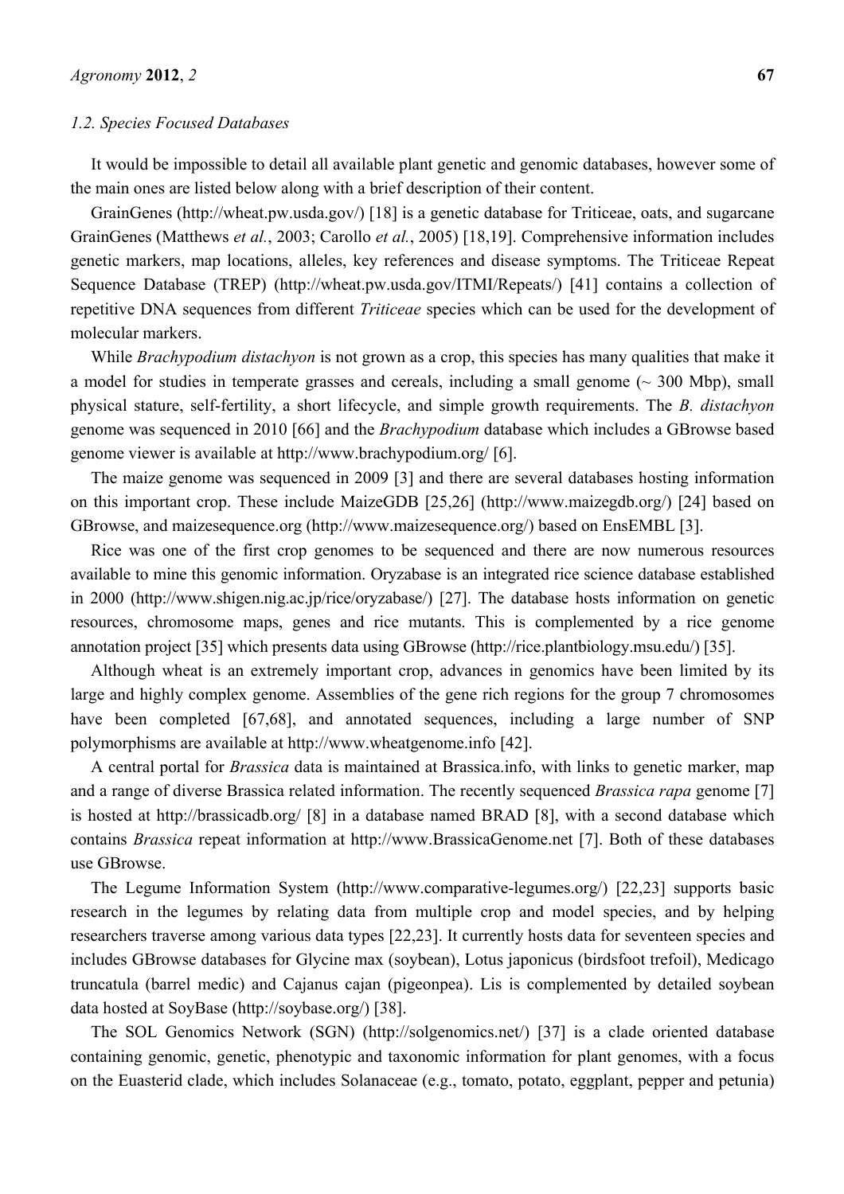### 1.2. Species Focused Databases

It would be impossible to detail all available plant genetic and genomic databases, however some of the main ones are listed below along with a brief description of their content.

GrainGenes (http://wheat.pw.usda.gov/) [18] is a genetic database for Triticeae, oats, and sugarcane GrainGenes (Matthews *et al.*, 2003; Carollo *et al.*, 2005) [18,19]. Comprehensive information includes genetic markers, map locations, alleles, key references and disease symptoms. The Triticeae Repeat Sequence Database (TREP) (http://wheat.pw.usda.gov/ITMI/Repeats/) [41] contains a collection of repetitive DNA sequences from different *Triticeae* species which can be used for the development of molecular markers.

While *Brachypodium distachyon* is not grown as a crop, this species has many qualities that make it a model for studies in temperate grasses and cereals, including a small genome (~ 300 Mbp), small physical stature, self-fertility, a short lifecycle, and simple growth requirements. The *B. distachyon* genome was sequenced in 2010 [66] and the *Brachypodium* database which includes a GBrowse based genome viewer is available at http://www.brachypodium.org/ [6].

The maize genome was sequenced in 2009 [3] and there are several databases hosting information on this important crop. These include MaizeGDB [25,26] (http://www.maizegdb.org/) [24] based on GBrowse, and maizesequence.org (http://www.maizesequence.org/) based on EnsEMBL [3].

Rice was one of the first crop genomes to be sequenced and there are now numerous resources available to mine this genomic information. Oryzabase is an integrated rice science database established in 2000 (http://www.shigen.nig.ac.jp/rice/oryzabase/) [27]. The database hosts information on genetic resources, chromosome maps, genes and rice mutants. This is complemented by a rice genome annotation project [35] which presents data using GBrowse (http://rice.plantbiology.msu.edu/) [35].

Although wheat is an extremely important crop, advances in genomics have been limited by its large and highly complex genome. Assemblies of the gene rich regions for the group 7 chromosomes have been completed [67,68], and annotated sequences, including a large number of SNP polymorphisms are available at http://www.wheatgenome.info [42].

A central portal for *Brassica* data is maintained at Brassica.info, with links to genetic marker, map and a range of diverse Brassica related information. The recently sequenced *Brassica rapa* genome [7] is hosted at http://brassicadb.org/ [8] in a database named BRAD [8], with a second database which contains *Brassica* repeat information at http://www.BrassicaGenome.net [7]. Both of these databases use GBrowse.

The Legume Information System (http://www.comparative-legumes.org/) [22,23] supports basic research in the legumes by relating data from multiple crop and model species, and by helping researchers traverse among various data types [22,23]. It currently hosts data for seventeen species and includes GBrowse databases for Glycine max (soybean), Lotus japonicus (birdsfoot trefoil), Medicago truncatula (barrel medic) and Cajanus cajan (pigeonpea). Lis is complemented by detailed soybean data hosted at SoyBase (http://soybase.org/) [38].

The SOL Genomics Network (SGN) (http://solgenomics.net/) [37] is a clade oriented database containing genomic, genetic, phenotypic and taxonomic information for plant genomes, with a focus on the Euasterid clade, which includes Solanaceae (e.g., tomato, potato, eggplant, pepper and petunia)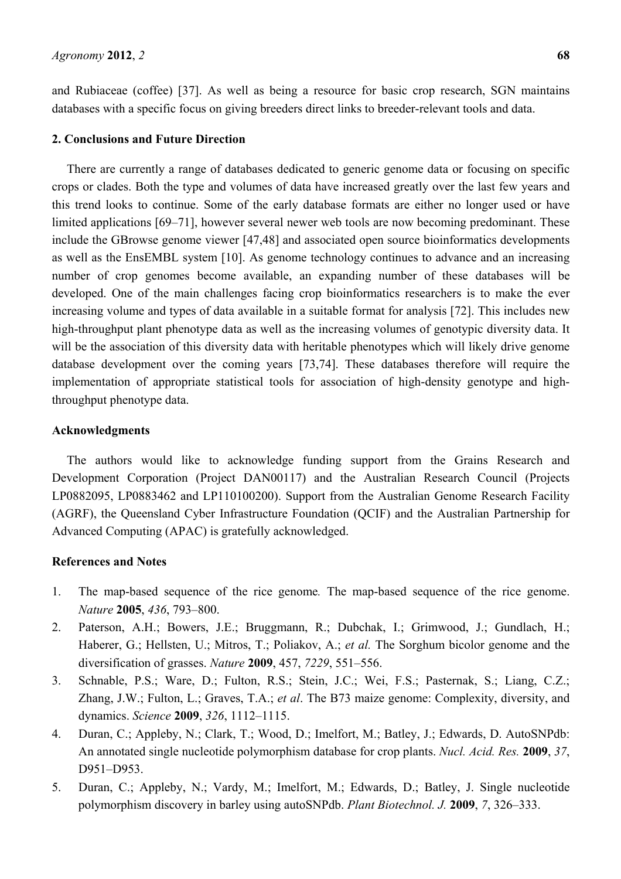and Rubiaceae (coffee) [37]. As well as being a resource for basic crop research, SGN maintains databases with a specific focus on giving breeders direct links to breeder-relevant tools and data.

## 2. Conclusions and Future Direction

There are currently a range of databases dedicated to generic genome data or focusing on specific crops or clades. Both the type and volumes of data have increased greatly over the last few years and this trend looks to continue. Some of the early database formats are either no longer used or have limited applications [69–71], however several newer web tools are now becoming predominant. These include the GBrowse genome viewer [47,48] and associated open source bioinformatics developments as well as the EnsEMBL system [10]. As genome technology continues to advance and an increasing number of crop genomes become available, an expanding number of these databases will be developed. One of the main challenges facing crop bioinformatics researchers is to make the ever increasing volume and types of data available in a suitable format for analysis [72]. This includes new high-throughput plant phenotype data as well as the increasing volumes of genotypic diversity data. It will be the association of this diversity data with heritable phenotypes which will likely drive genome database development over the coming years [73,74]. These databases therefore will require the implementation of appropriate statistical tools for association of high-density genotype and high-throughput phenotype data.

## Acknowledgments

The authors would like to acknowledge funding support from the Grains Research and Development Corporation (Project DAN00117) and the Australian Research Council (Projects LP0882095, LP0883462 and LP110100200). Support from the Australian Genome Research Facility (AGRF), the Queensland Cyber Infrastructure Foundation (QCIF) and the Australian Partnership for Advanced Computing (APAC) is gratefully acknowledged.

## References and Notes

1. The map-based sequence of the rice genome. The map-based sequence of the rice genome. *Nature* **2005**, *436*, 793–800.
2. Paterson, A.H.; Bowers, J.E.; Bruggmann, R.; Dubchak, I.; Grimwood, J.; Gundlach, H.; Haberer, G.; Hellsten, U.; Mitros, T.; Poliakov, A.; *et al.* The Sorghum bicolor genome and the diversification of grasses. *Nature* **2009**, 457, *7229*, 551–556.
3. Schnable, P.S.; Ware, D.; Fulton, R.S.; Stein, J.C.; Wei, F.S.; Pasternak, S.; Liang, C.Z.; Zhang, J.W.; Fulton, L.; Graves, T.A.; *et al*. The B73 maize genome: Complexity, diversity, and dynamics. *Science* **2009**, *326*, 1112–1115.
4. Duran, C.; Appleby, N.; Clark, T.; Wood, D.; Imelfort, M.; Batley, J.; Edwards, D. AutoSNPdb: An annotated single nucleotide polymorphism database for crop plants. *Nucl. Acid. Res.* **2009**, *37*, D951–D953.
5. Duran, C.; Appleby, N.; Vardy, M.; Imelfort, M.; Edwards, D.; Batley, J. Single nucleotide polymorphism discovery in barley using autoSNPdb. *Plant Biotechnol. J.* **2009**, *7*, 326–333.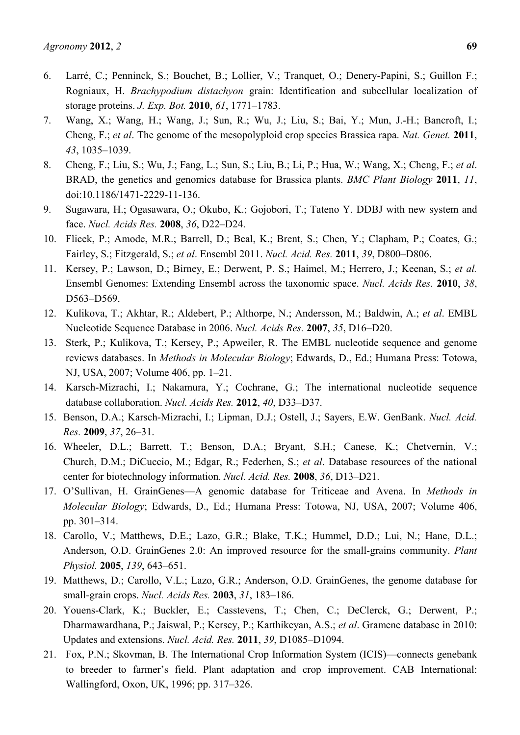6. Larré, C.; Penninck, S.; Bouchet, B.; Lollier, V.; Tranquet, O.; Denery-Papini, S.; Guillon F.; Rogniaux, H. *Brachypodium distachyon* grain: Identification and subcellular localization of storage proteins. *J. Exp. Bot.* **2010**, *61*, 1771–1783.
7. Wang, X.; Wang, H.; Wang, J.; Sun, R.; Wu, J.; Liu, S.; Bai, Y.; Mun, J.-H.; Bancroft, I.; Cheng, F.; *et al*. The genome of the mesopolyploid crop species Brassica rapa. *Nat. Genet.* **2011**, *43*, 1035–1039.
8. Cheng, F.; Liu, S.; Wu, J.; Fang, L.; Sun, S.; Liu, B.; Li, P.; Hua, W.; Wang, X.; Cheng, F.; *et al*. BRAD, the genetics and genomics database for Brassica plants. *BMC Plant Biology* **2011**, *11*, doi:10.1186/1471-2229-11-136.
9. Sugawara, H.; Ogasawara, O.; Okubo, K.; Gojobori, T.; Tateno Y. DDBJ with new system and face. *Nucl. Acids Res.* **2008**, *36*, D22–D24.
10. Flicek, P.; Amode, M.R.; Barrell, D.; Beal, K.; Brent, S.; Chen, Y.; Clapham, P.; Coates, G.; Fairley, S.; Fitzgerald, S.; *et al*. Ensembl 2011. *Nucl. Acid. Res.* **2011**, *39*, D800–D806.
11. Kersey, P.; Lawson, D.; Birney, E.; Derwent, P. S.; Haimel, M.; Herrero, J.; Keenan, S.; *et al.* Ensembl Genomes: Extending Ensembl across the taxonomic space. *Nucl. Acids Res.* **2010**, *38*, D563–D569.
12. Kulikova, T.; Akhtar, R.; Aldebert, P.; Althorpe, N.; Andersson, M.; Baldwin, A.; *et al*. EMBL Nucleotide Sequence Database in 2006. *Nucl. Acids Res.* **2007**, *35*, D16–D20.
13. Sterk, P.; Kulikova, T.; Kersey, P.; Apweiler, R. The EMBL nucleotide sequence and genome reviews databases. In *Methods in Molecular Biology*; Edwards, D., Ed.; Humana Press: Totowa, NJ, USA, 2007; Volume 406, pp. 1–21.
14. Karsch-Mizrachi, I.; Nakamura, Y.; Cochrane, G.; The international nucleotide sequence database collaboration. *Nucl. Acids Res.* **2012**, *40*, D33–D37.
15. Benson, D.A.; Karsch-Mizrachi, I.; Lipman, D.J.; Ostell, J.; Sayers, E.W. GenBank. *Nucl. Acid. Res.* **2009**, *37*, 26–31.
16. Wheeler, D.L.; Barrett, T.; Benson, D.A.; Bryant, S.H.; Canese, K.; Chetvernin, V.; Church, D.M.; DiCuccio, M.; Edgar, R.; Federhen, S.; *et al*. Database resources of the national center for biotechnology information. *Nucl. Acid. Res.* **2008**, *36*, D13–D21.
17. O'Sullivan, H. GrainGenes—A genomic database for Triticeae and Avena. In *Methods in Molecular Biology*; Edwards, D., Ed.; Humana Press: Totowa, NJ, USA, 2007; Volume 406, pp. 301–314.
18. Carollo, V.; Matthews, D.E.; Lazo, G.R.; Blake, T.K.; Hummel, D.D.; Lui, N.; Hane, D.L.; Anderson, O.D. GrainGenes 2.0: An improved resource for the small-grains community. *Plant Physiol.* **2005**, *139*, 643–651.
19. Matthews, D.; Carollo, V.L.; Lazo, G.R.; Anderson, O.D. GrainGenes, the genome database for small-grain crops. *Nucl. Acids Res.* **2003**, *31*, 183–186.
20. Youens-Clark, K.; Buckler, E.; Casstevens, T.; Chen, C.; DeClerck, G.; Derwent, P.; Dharmawardhana, P.; Jaiswal, P.; Kersey, P.; Karthikeyan, A.S.; *et al*. Gramene database in 2010: Updates and extensions. *Nucl. Acid. Res.* **2011**, *39*, D1085–D1094.
21. Fox, P.N.; Skovman, B. The International Crop Information System (ICIS)—connects genebank to breeder to farmer's field. Plant adaptation and crop improvement. CAB International: Wallingford, Oxon, UK, 1996; pp. 317–326.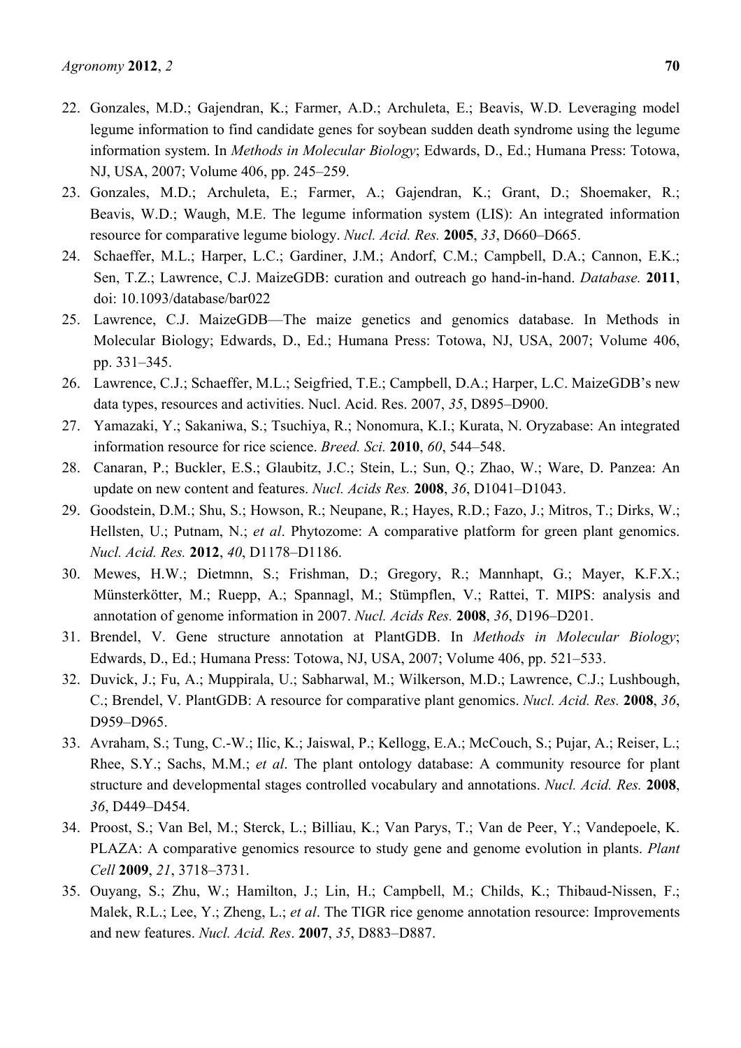22. Gonzales, M.D.; Gajendran, K.; Farmer, A.D.; Archuleta, E.; Beavis, W.D. Leveraging model legume information to find candidate genes for soybean sudden death syndrome using the legume information system. In *Methods in Molecular Biology*; Edwards, D., Ed.; Humana Press: Totowa, NJ, USA, 2007; Volume 406, pp. 245–259.
23. Gonzales, M.D.; Archuleta, E.; Farmer, A.; Gajendran, K.; Grant, D.; Shoemaker, R.; Beavis, W.D.; Waugh, M.E. The legume information system (LIS): An integrated information resource for comparative legume biology. *Nucl. Acid. Res.* **2005**, *33*, D660–D665.
24. Schaeffer, M.L.; Harper, L.C.; Gardiner, J.M.; Andorf, C.M.; Campbell, D.A.; Cannon, E.K.; Sen, T.Z.; Lawrence, C.J. MaizeGDB: curation and outreach go hand-in-hand. *Database.* **2011**, doi: 10.1093/database/bar022
25. Lawrence, C.J. MaizeGDB—The maize genetics and genomics database. In Methods in Molecular Biology; Edwards, D., Ed.; Humana Press: Totowa, NJ, USA, 2007; Volume 406, pp. 331–345.
26. Lawrence, C.J.; Schaeffer, M.L.; Seigfried, T.E.; Campbell, D.A.; Harper, L.C. MaizeGDB's new data types, resources and activities. Nucl. Acid. Res. 2007, *35*, D895–D900.
27. Yamazaki, Y.; Sakaniwa, S.; Tsuchiya, R.; Nonomura, K.I.; Kurata, N. Oryzabase: An integrated information resource for rice science. *Breed. Sci.* **2010**, *60*, 544–548.
28. Canaran, P.; Buckler, E.S.; Glaubitz, J.C.; Stein, L.; Sun, Q.; Zhao, W.; Ware, D. Panzea: An update on new content and features. *Nucl. Acids Res.* **2008**, *36*, D1041–D1043.
29. Goodstein, D.M.; Shu, S.; Howson, R.; Neupane, R.; Hayes, R.D.; Fazo, J.; Mitros, T.; Dirks, W.; Hellsten, U.; Putnam, N.; *et al*. Phytozome: A comparative platform for green plant genomics. *Nucl. Acid. Res.* **2012**, *40*, D1178–D1186.
30. Mewes, H.W.; Dietmnn, S.; Frishman, D.; Gregory, R.; Mannhapt, G.; Mayer, K.F.X.; Münsterkötter, M.; Ruepp, A.; Spannagl, M.; Stümpflen, V.; Rattei, T. MIPS: analysis and annotation of genome information in 2007. *Nucl. Acids Res.* **2008**, *36*, D196–D201.
31. Brendel, V. Gene structure annotation at PlantGDB. In *Methods in Molecular Biology*; Edwards, D., Ed.; Humana Press: Totowa, NJ, USA, 2007; Volume 406, pp. 521–533.
32. Duvick, J.; Fu, A.; Muppirala, U.; Sabharwal, M.; Wilkerson, M.D.; Lawrence, C.J.; Lushbough, C.; Brendel, V. PlantGDB: A resource for comparative plant genomics. *Nucl. Acid. Res.* **2008**, *36*, D959–D965.
33. Avraham, S.; Tung, C.-W.; Ilic, K.; Jaiswal, P.; Kellogg, E.A.; McCouch, S.; Pujar, A.; Reiser, L.; Rhee, S.Y.; Sachs, M.M.; *et al*. The plant ontology database: A community resource for plant structure and developmental stages controlled vocabulary and annotations. *Nucl. Acid. Res.* **2008**, *36*, D449–D454.
34. Proost, S.; Van Bel, M.; Sterck, L.; Billiau, K.; Van Parys, T.; Van de Peer, Y.; Vandepoele, K. PLAZA: A comparative genomics resource to study gene and genome evolution in plants. *Plant Cell* **2009**, *21*, 3718–3731.
35. Ouyang, S.; Zhu, W.; Hamilton, J.; Lin, H.; Campbell, M.; Childs, K.; Thibaud-Nissen, F.; Malek, R.L.; Lee, Y.; Zheng, L.; *et al*. The TIGR rice genome annotation resource: Improvements and new features. *Nucl. Acid. Res*. **2007**, *35*, D883–D887.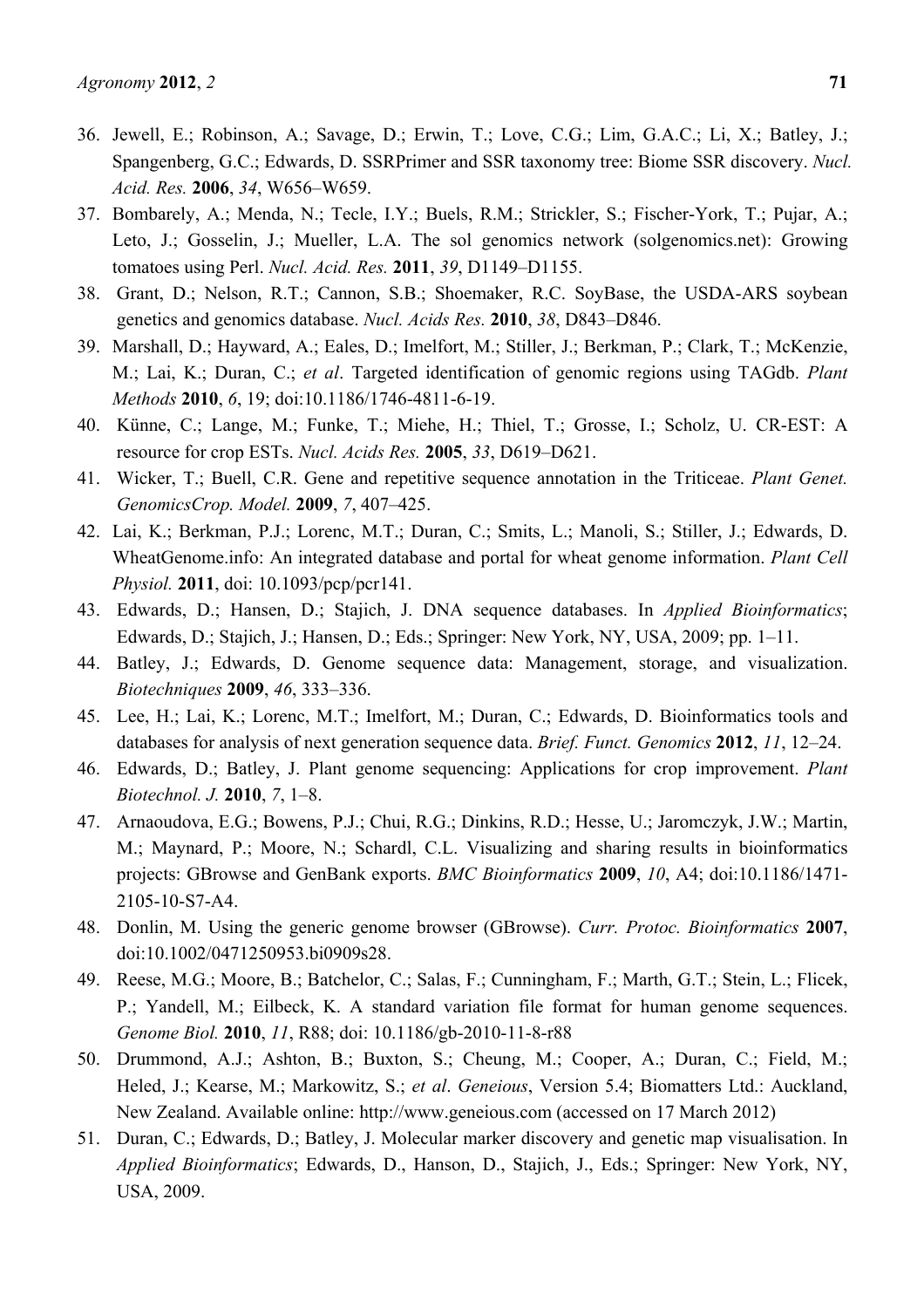36. Jewell, E.; Robinson, A.; Savage, D.; Erwin, T.; Love, C.G.; Lim, G.A.C.; Li, X.; Batley, J.; Spangenberg, G.C.; Edwards, D. SSRPrimer and SSR taxonomy tree: Biome SSR discovery. *Nucl. Acid. Res.* **2006**, *34*, W656–W659.
37. Bombarely, A.; Menda, N.; Tecle, I.Y.; Buels, R.M.; Strickler, S.; Fischer-York, T.; Pujar, A.; Leto, J.; Gosselin, J.; Mueller, L.A. The sol genomics network (solgenomics.net): Growing tomatoes using Perl. *Nucl. Acid. Res.* **2011**, *39*, D1149–D1155.
38. Grant, D.; Nelson, R.T.; Cannon, S.B.; Shoemaker, R.C. SoyBase, the USDA-ARS soybean genetics and genomics database. *Nucl. Acids Res.* **2010**, *38*, D843–D846.
39. Marshall, D.; Hayward, A.; Eales, D.; Imelfort, M.; Stiller, J.; Berkman, P.; Clark, T.; McKenzie, M.; Lai, K.; Duran, C.; *et al*. Targeted identification of genomic regions using TAGdb. *Plant Methods* **2010**, *6*, 19; doi:10.1186/1746-4811-6-19.
40. Künne, C.; Lange, M.; Funke, T.; Miehe, H.; Thiel, T.; Grosse, I.; Scholz, U. CR-EST: A resource for crop ESTs. *Nucl. Acids Res.* **2005**, *33*, D619–D621.
41. Wicker, T.; Buell, C.R. Gene and repetitive sequence annotation in the Triticeae. *Plant Genet. GenomicsCrop. Model.* **2009**, *7*, 407–425.
42. Lai, K.; Berkman, P.J.; Lorenc, M.T.; Duran, C.; Smits, L.; Manoli, S.; Stiller, J.; Edwards, D. WheatGenome.info: An integrated database and portal for wheat genome information. *Plant Cell Physiol.* **2011**, doi: 10.1093/pcp/pcr141.
43. Edwards, D.; Hansen, D.; Stajich, J. DNA sequence databases. In *Applied Bioinformatics*; Edwards, D.; Stajich, J.; Hansen, D.; Eds.; Springer: New York, NY, USA, 2009; pp. 1–11.
44. Batley, J.; Edwards, D. Genome sequence data: Management, storage, and visualization. *Biotechniques* **2009**, *46*, 333–336.
45. Lee, H.; Lai, K.; Lorenc, M.T.; Imelfort, M.; Duran, C.; Edwards, D. Bioinformatics tools and databases for analysis of next generation sequence data. *Brief. Funct. Genomics* **2012**, *11*, 12–24.
46. Edwards, D.; Batley, J. Plant genome sequencing: Applications for crop improvement. *Plant Biotechnol. J.* **2010**, *7*, 1–8.
47. Arnaoudova, E.G.; Bowens, P.J.; Chui, R.G.; Dinkins, R.D.; Hesse, U.; Jaromczyk, J.W.; Martin, M.; Maynard, P.; Moore, N.; Schardl, C.L. Visualizing and sharing results in bioinformatics projects: GBrowse and GenBank exports. *BMC Bioinformatics* **2009**, *10*, A4; doi:10.1186/1471-2105-10-S7-A4.
48. Donlin, M. Using the generic genome browser (GBrowse). *Curr. Protoc. Bioinformatics* **2007**, doi:10.1002/0471250953.bi0909s28.
49. Reese, M.G.; Moore, B.; Batchelor, C.; Salas, F.; Cunningham, F.; Marth, G.T.; Stein, L.; Flicek, P.; Yandell, M.; Eilbeck, K. A standard variation file format for human genome sequences. *Genome Biol.* **2010**, *11*, R88; doi: 10.1186/gb-2010-11-8-r88
50. Drummond, A.J.; Ashton, B.; Buxton, S.; Cheung, M.; Cooper, A.; Duran, C.; Field, M.; Heled, J.; Kearse, M.; Markowitz, S.; *et al*. *Geneious*, Version 5.4; Biomatters Ltd.: Auckland, New Zealand. Available online: http://www.geneious.com (accessed on 17 March 2012)
51. Duran, C.; Edwards, D.; Batley, J. Molecular marker discovery and genetic map visualisation. In *Applied Bioinformatics*; Edwards, D., Hanson, D., Stajich, J., Eds.; Springer: New York, NY, USA, 2009.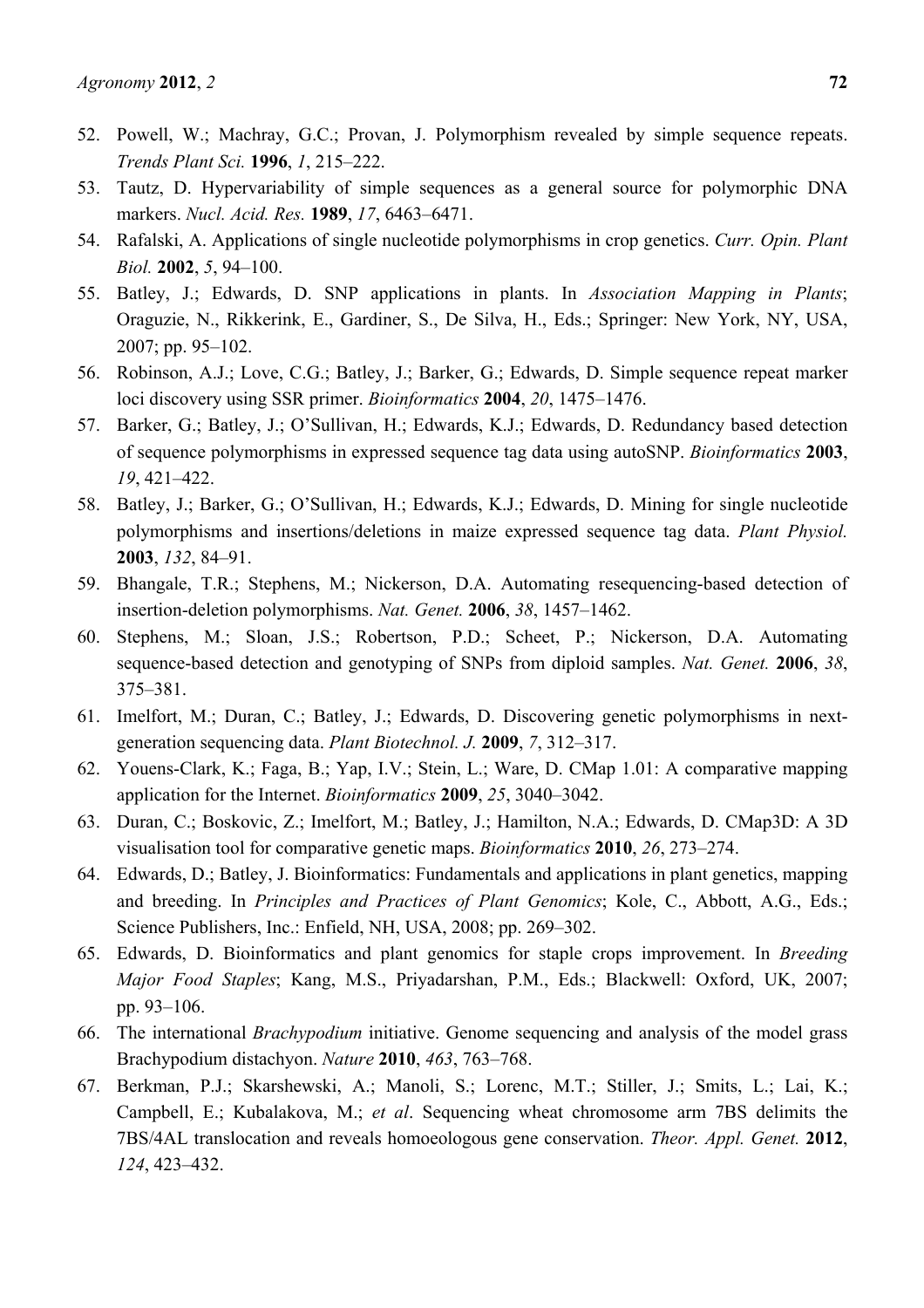52. Powell, W.; Machray, G.C.; Provan, J. Polymorphism revealed by simple sequence repeats. *Trends Plant Sci.* **1996**, *1*, 215–222.
53. Tautz, D. Hypervariability of simple sequences as a general source for polymorphic DNA markers. *Nucl. Acid. Res.* **1989**, *17*, 6463–6471.
54. Rafalski, A. Applications of single nucleotide polymorphisms in crop genetics. *Curr. Opin. Plant Biol.* **2002**, *5*, 94–100.
55. Batley, J.; Edwards, D. SNP applications in plants. In *Association Mapping in Plants*; Oraguzie, N., Rikkerink, E., Gardiner, S., De Silva, H., Eds.; Springer: New York, NY, USA, 2007; pp. 95–102.
56. Robinson, A.J.; Love, C.G.; Batley, J.; Barker, G.; Edwards, D. Simple sequence repeat marker loci discovery using SSR primer. *Bioinformatics* **2004**, *20*, 1475–1476.
57. Barker, G.; Batley, J.; O'Sullivan, H.; Edwards, K.J.; Edwards, D. Redundancy based detection of sequence polymorphisms in expressed sequence tag data using autoSNP. *Bioinformatics* **2003**, *19*, 421–422.
58. Batley, J.; Barker, G.; O'Sullivan, H.; Edwards, K.J.; Edwards, D. Mining for single nucleotide polymorphisms and insertions/deletions in maize expressed sequence tag data. *Plant Physiol.* **2003**, *132*, 84–91.
59. Bhangale, T.R.; Stephens, M.; Nickerson, D.A. Automating resequencing-based detection of insertion-deletion polymorphisms. *Nat. Genet.* **2006**, *38*, 1457–1462.
60. Stephens, M.; Sloan, J.S.; Robertson, P.D.; Scheet, P.; Nickerson, D.A. Automating sequence-based detection and genotyping of SNPs from diploid samples. *Nat. Genet.* **2006**, *38*, 375–381.
61. Imelfort, M.; Duran, C.; Batley, J.; Edwards, D. Discovering genetic polymorphisms in next-generation sequencing data. *Plant Biotechnol. J.* **2009**, *7*, 312–317.
62. Youens-Clark, K.; Faga, B.; Yap, I.V.; Stein, L.; Ware, D. CMap 1.01: A comparative mapping application for the Internet. *Bioinformatics* **2009**, *25*, 3040–3042.
63. Duran, C.; Boskovic, Z.; Imelfort, M.; Batley, J.; Hamilton, N.A.; Edwards, D. CMap3D: A 3D visualisation tool for comparative genetic maps. *Bioinformatics* **2010**, *26*, 273–274.
64. Edwards, D.; Batley, J. Bioinformatics: Fundamentals and applications in plant genetics, mapping and breeding. In *Principles and Practices of Plant Genomics*; Kole, C., Abbott, A.G., Eds.; Science Publishers, Inc.: Enfield, NH, USA, 2008; pp. 269–302.
65. Edwards, D. Bioinformatics and plant genomics for staple crops improvement. In *Breeding Major Food Staples*; Kang, M.S., Priyadarshan, P.M., Eds.; Blackwell: Oxford, UK, 2007; pp. 93–106.
66. The international *Brachypodium* initiative. Genome sequencing and analysis of the model grass Brachypodium distachyon. *Nature* **2010**, *463*, 763–768.
67. Berkman, P.J.; Skarshewski, A.; Manoli, S.; Lorenc, M.T.; Stiller, J.; Smits, L.; Lai, K.; Campbell, E.; Kubalakova, M.; *et al*. Sequencing wheat chromosome arm 7BS delimits the 7BS/4AL translocation and reveals homoeologous gene conservation. *Theor. Appl. Genet.* **2012**, *124*, 423–432.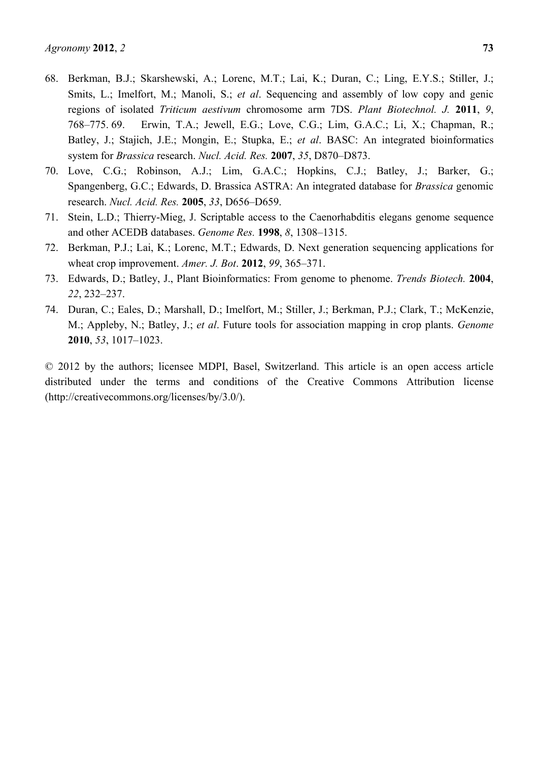68. Berkman, B.J.; Skarshewski, A.; Lorenc, M.T.; Lai, K.; Duran, C.; Ling, E.Y.S.; Stiller, J.; Smits, L.; Imelfort, M.; Manoli, S.; *et al*. Sequencing and assembly of low copy and genic regions of isolated *Triticum aestivum* chromosome arm 7DS. *Plant Biotechnol. J.* **2011**, *9*, 768–775. 69. Erwin, T.A.; Jewell, E.G.; Love, C.G.; Lim, G.A.C.; Li, X.; Chapman, R.; Batley, J.; Stajich, J.E.; Mongin, E.; Stupka, E.; *et al*. BASC: An integrated bioinformatics system for *Brassica* research. *Nucl. Acid. Res.* **2007**, *35*, D870–D873.
70. Love, C.G.; Robinson, A.J.; Lim, G.A.C.; Hopkins, C.J.; Batley, J.; Barker, G.; Spangenberg, G.C.; Edwards, D. Brassica ASTRA: An integrated database for *Brassica* genomic research. *Nucl. Acid. Res.* **2005**, *33*, D656–D659.
71. Stein, L.D.; Thierry-Mieg, J. Scriptable access to the Caenorhabditis elegans genome sequence and other ACEDB databases. *Genome Res.* **1998**, *8*, 1308–1315.
72. Berkman, P.J.; Lai, K.; Lorenc, M.T.; Edwards, D. Next generation sequencing applications for wheat crop improvement. *Amer. J. Bot*. **2012**, *99*, 365–371.
73. Edwards, D.; Batley, J., Plant Bioinformatics: From genome to phenome. *Trends Biotech.* **2004**, *22*, 232–237.
74. Duran, C.; Eales, D.; Marshall, D.; Imelfort, M.; Stiller, J.; Berkman, P.J.; Clark, T.; McKenzie, M.; Appleby, N.; Batley, J.; *et al*. Future tools for association mapping in crop plants. *Genome* **2010**, *53*, 1017–1023.

© 2012 by the authors; licensee MDPI, Basel, Switzerland. This article is an open access article distributed under the terms and conditions of the Creative Commons Attribution license (http://creativecommons.org/licenses/by/3.0/).